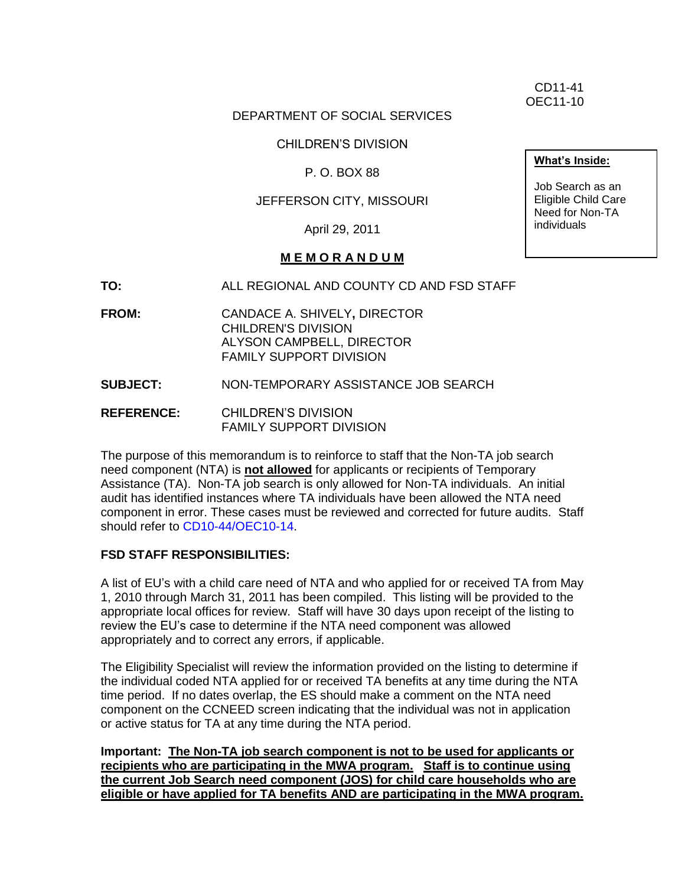CD11-41
OEC11-10

DEPARTMENT OF SOCIAL SERVICES

CHILDREN'S DIVISION

P. O. BOX 88

JEFFERSON CITY, MISSOURI

April 29, 2011

**What's Inside:**

Job Search as an Eligible Child Care Need for Non-TA individuals

**M E M O R A N D U M**

**TO:** ALL REGIONAL AND COUNTY CD AND FSD STAFF

**FROM:** CANDACE A. SHIVELY**,** DIRECTOR
CHILDREN'S DIVISION
ALYSON CAMPBELL, DIRECTOR
FAMILY SUPPORT DIVISION

**SUBJECT:** NON-TEMPORARY ASSISTANCE JOB SEARCH

**REFERENCE:** CHILDREN'S DIVISION
FAMILY SUPPORT DIVISION

The purpose of this memorandum is to reinforce to staff that the Non-TA job search need component (NTA) is **not allowed** for applicants or recipients of Temporary Assistance (TA). Non-TA job search is only allowed for Non-TA individuals. An initial audit has identified instances where TA individuals have been allowed the NTA need component in error. These cases must be reviewed and corrected for future audits. Staff should refer to CD10-44/OEC10-14.

**FSD STAFF RESPONSIBILITIES:**

A list of EU's with a child care need of NTA and who applied for or received TA from May 1, 2010 through March 31, 2011 has been compiled. This listing will be provided to the appropriate local offices for review. Staff will have 30 days upon receipt of the listing to review the EU's case to determine if the NTA need component was allowed appropriately and to correct any errors, if applicable.

The Eligibility Specialist will review the information provided on the listing to determine if the individual coded NTA applied for or received TA benefits at any time during the NTA time period. If no dates overlap, the ES should make a comment on the NTA need component on the CCNEED screen indicating that the individual was not in application or active status for TA at any time during the NTA period.

**Important: The Non-TA job search component is not to be used for applicants or recipients who are participating in the MWA program. Staff is to continue using the current Job Search need component (JOS) for child care households who are eligible or have applied for TA benefits AND are participating in the MWA program.**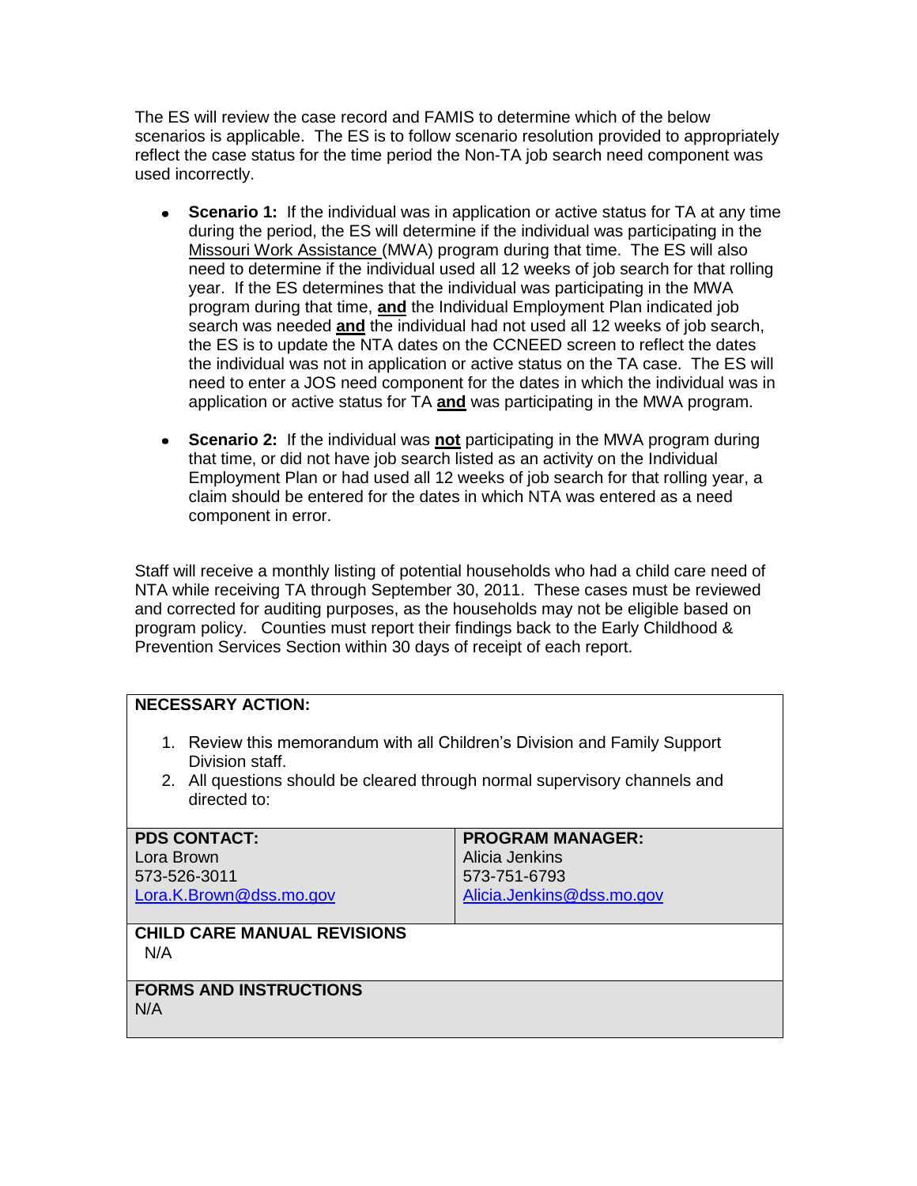The ES will review the case record and FAMIS to determine which of the below scenarios is applicable. The ES is to follow scenario resolution provided to appropriately reflect the case status for the time period the Non-TA job search need component was used incorrectly.

- **Scenario 1:** If the individual was in application or active status for TA at any time during the period, the ES will determine if the individual was participating in the Missouri Work Assistance (MWA) program during that time. The ES will also need to determine if the individual used all 12 weeks of job search for that rolling year. If the ES determines that the individual was participating in the MWA program during that time, **and** the Individual Employment Plan indicated job search was needed **and** the individual had not used all 12 weeks of job search, the ES is to update the NTA dates on the CCNEED screen to reflect the dates the individual was not in application or active status on the TA case. The ES will need to enter a JOS need component for the dates in which the individual was in application or active status for TA **and** was participating in the MWA program.

- **Scenario 2:** If the individual was **not** participating in the MWA program during that time, or did not have job search listed as an activity on the Individual Employment Plan or had used all 12 weeks of job search for that rolling year, a claim should be entered for the dates in which NTA was entered as a need component in error.

Staff will receive a monthly listing of potential households who had a child care need of NTA while receiving TA through September 30, 2011. These cases must be reviewed and corrected for auditing purposes, as the households may not be eligible based on program policy. Counties must report their findings back to the Early Childhood & Prevention Services Section within 30 days of receipt of each report.

**NECESSARY ACTION:**

1. Review this memorandum with all Children's Division and Family Support Division staff.
2. All questions should be cleared through normal supervisory channels and directed to:

| PDS CONTACT: | PROGRAM MANAGER: |
|---|---|
| Lora Brown<br>573-526-3011<br>Lora.K.Brown@dss.mo.gov | Alicia Jenkins<br>573-751-6793<br>Alicia.Jenkins@dss.mo.gov |

**CHILD CARE MANUAL REVISIONS**

N/A

**FORMS AND INSTRUCTIONS**

N/A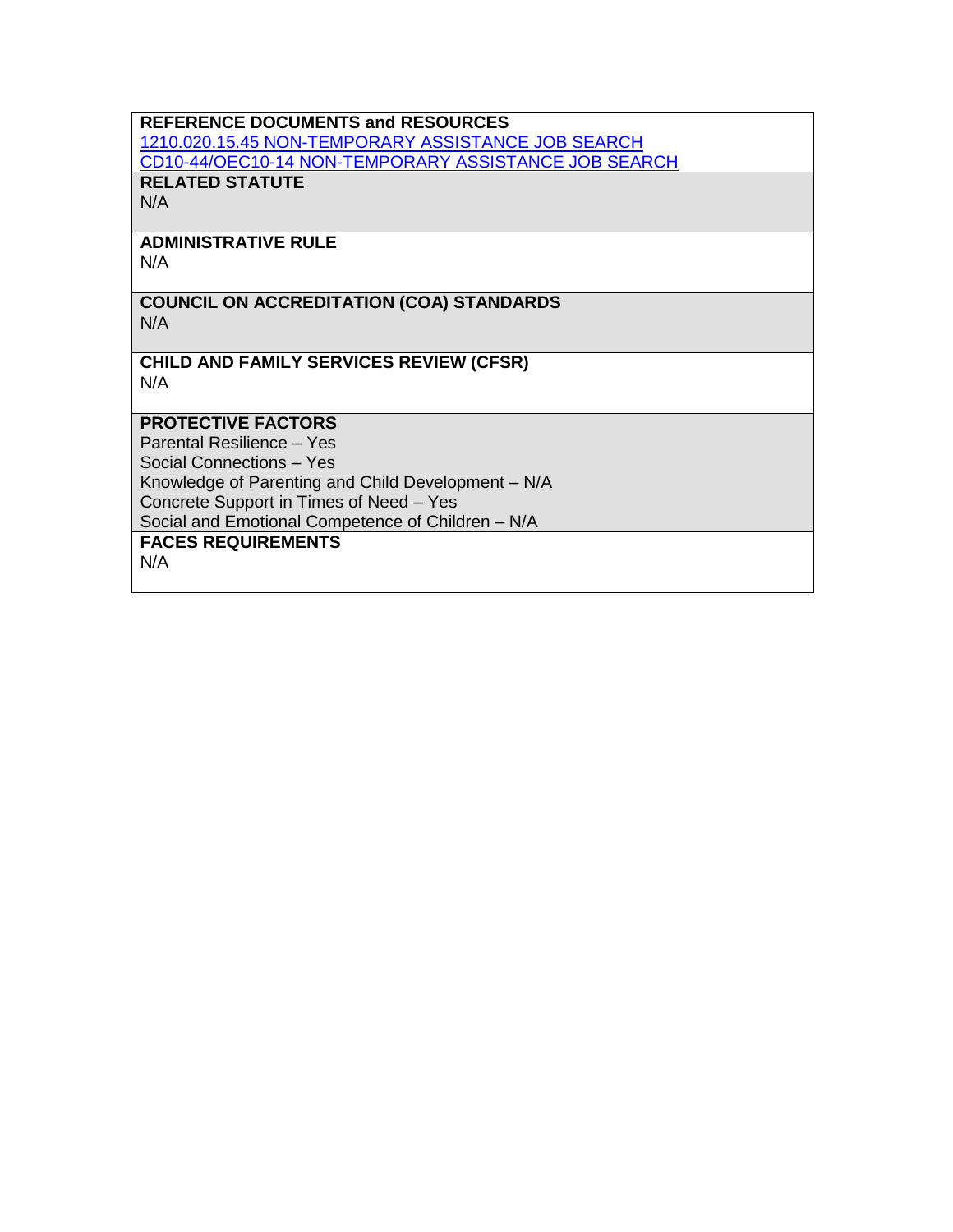**REFERENCE DOCUMENTS and RESOURCES**

1210.020.15.45 NON-TEMPORARY ASSISTANCE JOB SEARCH

CD10-44/OEC10-14 NON-TEMPORARY ASSISTANCE JOB SEARCH

**RELATED STATUTE**

N/A

**ADMINISTRATIVE RULE**

N/A

**COUNCIL ON ACCREDITATION (COA) STANDARDS**

N/A

**CHILD AND FAMILY SERVICES REVIEW (CFSR)**

N/A

**PROTECTIVE FACTORS**

Parental Resilience – Yes
Social Connections – Yes
Knowledge of Parenting and Child Development – N/A
Concrete Support in Times of Need – Yes
Social and Emotional Competence of Children – N/A

**FACES REQUIREMENTS**

N/A